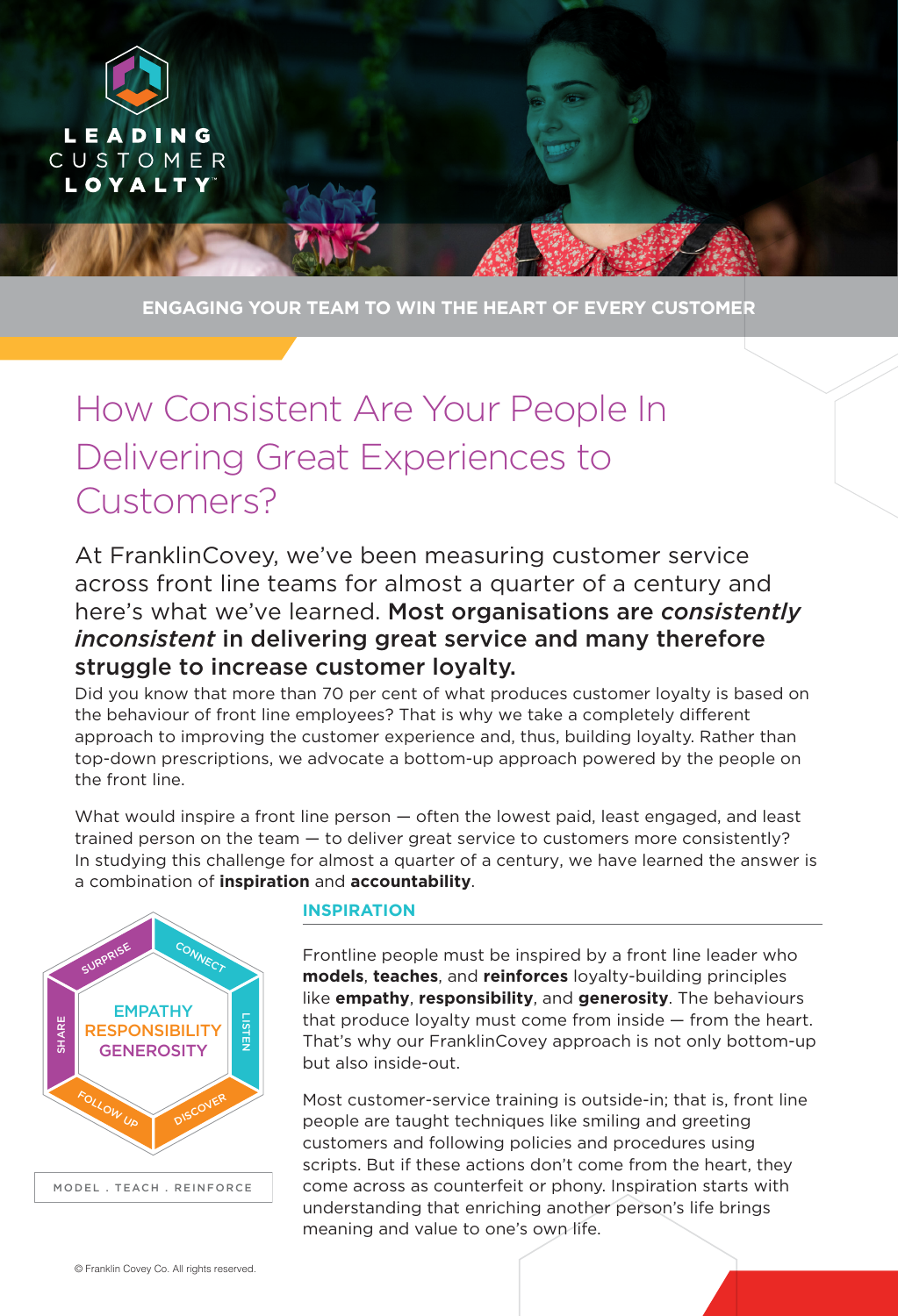LEADING CUSTOMER LOYALTY™

ENGAGING YOUR TEAM TO WIN THE HEART OF EVERY CUSTOMER

# How Consistent Are Your People In Delivering Great Experiences to Customers?

At FranklinCovey, we've been measuring customer service across front line teams for almost a quarter of a century and here's what we've learned. **Most organisations are *consistently inconsistent* in delivering great service and many therefore struggle to increase customer loyalty.**

Did you know that more than 70 per cent of what produces customer loyalty is based on the behaviour of front line employees? That is why we take a completely different approach to improving the customer experience and, thus, building loyalty. Rather than top-down prescriptions, we advocate a bottom-up approach powered by the people on the front line.

What would inspire a front line person — often the lowest paid, least engaged, and least trained person on the team — to deliver great service to customers more consistently? In studying this challenge for almost a quarter of a century, we have learned the answer is a combination of **inspiration** and **accountability**.

SURPRISE · CONNECT · LISTEN · DISCOVER · FOLLOW UP · SHARE

EMPATHY
RESPONSIBILITY
GENEROSITY

MODEL . TEACH . REINFORCE

## INSPIRATION

Frontline people must be inspired by a front line leader who **models**, **teaches**, and **reinforces** loyalty-building principles like **empathy**, **responsibility**, and **generosity**. The behaviours that produce loyalty must come from inside — from the heart. That's why our FranklinCovey approach is not only bottom-up but also inside-out.

Most customer-service training is outside-in; that is, front line people are taught techniques like smiling and greeting customers and following policies and procedures using scripts. But if these actions don't come from the heart, they come across as counterfeit or phony. Inspiration starts with understanding that enriching another person's life brings meaning and value to one's own life.

© Franklin Covey Co. All rights reserved.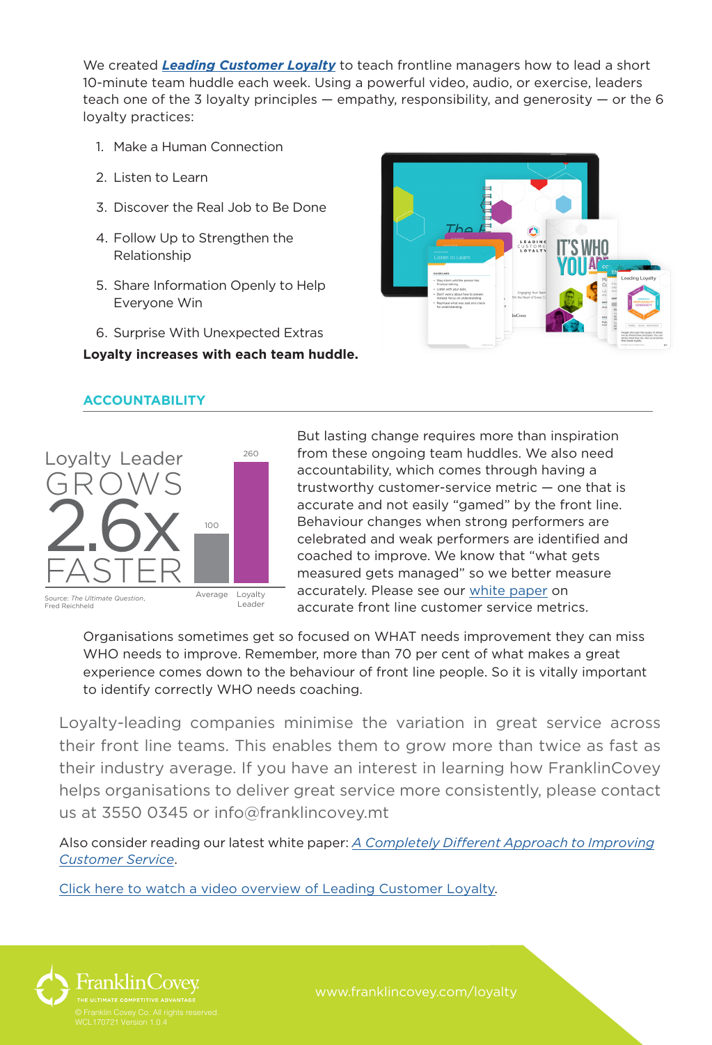We created ***Leading Customer Loyalty*** to teach frontline managers how to lead a short 10-minute team huddle each week. Using a powerful video, audio, or exercise, leaders teach one of the 3 loyalty principles — empathy, responsibility, and generosity — or the 6 loyalty practices:

1. Make a Human Connection
2. Listen to Learn
3. Discover the Real Job to Be Done
4. Follow Up to Strengthen the Relationship
5. Share Information Openly to Help Everyone Win
6. Surprise With Unexpected Extras

**Loyalty increases with each team huddle.**

## ACCOUNTABILITY

Loyalty Leader GROWS 2.6x FASTER

260

100

Average

Loyalty Leader

Source: *The Ultimate Question*, Fred Reichheld

But lasting change requires more than inspiration from these ongoing team huddles. We also need accountability, which comes through having a trustworthy customer-service metric — one that is accurate and not easily "gamed" by the front line. Behaviour changes when strong performers are celebrated and weak performers are identified and coached to improve. We know that "what gets measured gets managed" so we better measure accurately. Please see our white paper on accurate front line customer service metrics.

Organisations sometimes get so focused on WHAT needs improvement they can miss WHO needs to improve. Remember, more than 70 per cent of what makes a great experience comes down to the behaviour of front line people. So it is vitally important to identify correctly WHO needs coaching.

Loyalty-leading companies minimise the variation in great service across their front line teams. This enables them to grow more than twice as fast as their industry average. If you have an interest in learning how FranklinCovey helps organisations to deliver great service more consistently, please contact us at 3550 0345 or info@franklincovey.mt

Also consider reading our latest white paper: *A Completely Different Approach to Improving Customer Service*.

Click here to watch a video overview of Leading Customer Loyalty.

FranklinCovey
THE ULTIMATE COMPETITIVE ADVANTAGE
© Franklin Covey Co. All rights reserved.
WCL170721 Version 1.0.4

www.franklincovey.com/loyalty